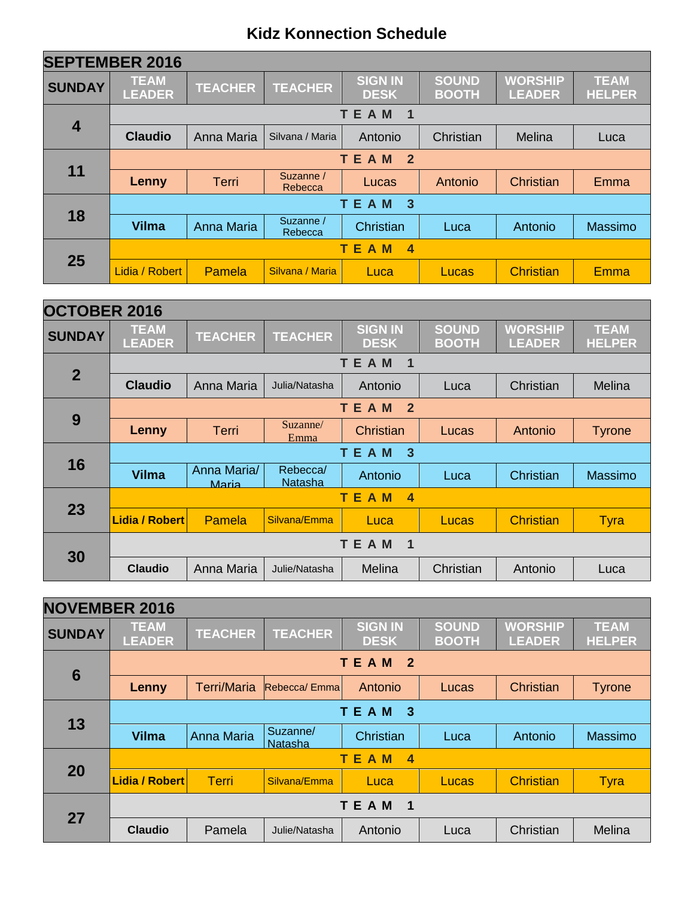# Kidz Konnection Schedule

| SEPTEMBER 2016 | | | | | | | |
|---|---|---|---|---|---|---|---|
| **SUNDAY** | **TEAM LEADER** | **TEACHER** | **TEACHER** | **SIGN IN DESK** | **SOUND BOOTH** | **WORSHIP LEADER** | **TEAM HELPER** |
| **4** | **TEAM 1** | | | | | | |
| | **Claudio** | Anna Maria | Silvana / Maria | Antonio | Christian | Melina | Luca |
| **11** | **TEAM 2** | | | | | | |
| | **Lenny** | Terri | Suzanne / Rebecca | Lucas | Antonio | Christian | Emma |
| **18** | **TEAM 3** | | | | | | |
| | **Vilma** | Anna Maria | Suzanne / Rebecca | Christian | Luca | Antonio | Massimo |
| **25** | **TEAM 4** | | | | | | |
| | Lidia / Robert | Pamela | Silvana / Maria | Luca | Lucas | Christian | Emma |

| OCTOBER 2016 | | | | | | | |
|---|---|---|---|---|---|---|---|
| **SUNDAY** | **TEAM LEADER** | **TEACHER** | **TEACHER** | **SIGN IN DESK** | **SOUND BOOTH** | **WORSHIP LEADER** | **TEAM HELPER** |
| **2** | **TEAM 1** | | | | | | |
| | **Claudio** | Anna Maria | Julia/Natasha | Antonio | Luca | Christian | Melina |
| **9** | **TEAM 2** | | | | | | |
| | **Lenny** | Terri | Suzanne/ Emma | Christian | Lucas | Antonio | Tyrone |
| **16** | **TEAM 3** | | | | | | |
| | **Vilma** | Anna Maria/ Maria | Rebecca/ Natasha | Antonio | Luca | Christian | Massimo |
| **23** | **TEAM 4** | | | | | | |
| | **Lidia / Robert** | Pamela | Silvana/Emma | Luca | Lucas | Christian | Tyra |
| **30** | **TEAM 1** | | | | | | |
| | **Claudio** | Anna Maria | Julie/Natasha | Melina | Christian | Antonio | Luca |

| NOVEMBER 2016 | | | | | | | |
|---|---|---|---|---|---|---|---|
| **SUNDAY** | **TEAM LEADER** | **TEACHER** | **TEACHER** | **SIGN IN DESK** | **SOUND BOOTH** | **WORSHIP LEADER** | **TEAM HELPER** |
| **6** | **TEAM 2** | | | | | | |
| | **Lenny** | Terri/Maria | Rebecca/ Emma | Antonio | Lucas | Christian | Tyrone |
| **13** | **TEAM 3** | | | | | | |
| | **Vilma** | Anna Maria | Suzanne/ Natasha | Christian | Luca | Antonio | Massimo |
| **20** | **TEAM 4** | | | | | | |
| | **Lidia / Robert** | Terri | Silvana/Emma | Luca | Lucas | Christian | Tyra |
| **27** | **TEAM 1** | | | | | | |
| | **Claudio** | Pamela | Julie/Natasha | Antonio | Luca | Christian | Melina |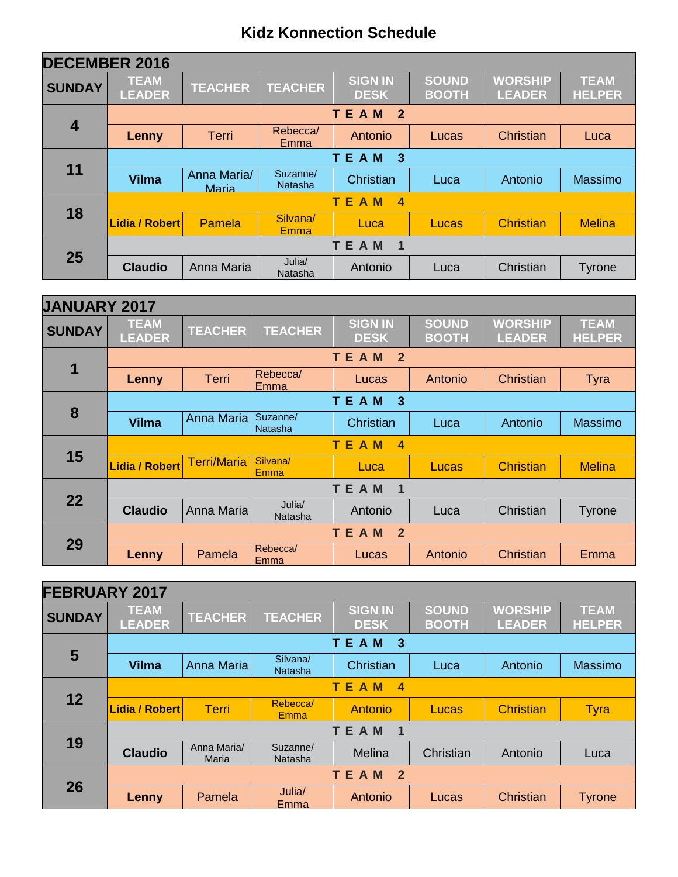# Kidz Konnection Schedule

| DECEMBER 2016 | | | | | | | |
|---|---|---|---|---|---|---|---|
| **SUNDAY** | **TEAM LEADER** | **TEACHER** | **TEACHER** | **SIGN IN DESK** | **SOUND BOOTH** | **WORSHIP LEADER** | **TEAM HELPER** |
| **4** | **TEAM 2** | | | | | | |
| | **Lenny** | Terri | Rebecca/ Emma | Antonio | Lucas | Christian | Luca |
| **11** | **TEAM 3** | | | | | | |
| | **Vilma** | Anna Maria/ Maria | Suzanne/ Natasha | Christian | Luca | Antonio | Massimo |
| **18** | **TEAM 4** | | | | | | |
| | **Lidia / Robert** | Pamela | Silvana/ Emma | Luca | Lucas | Christian | Melina |
| **25** | **TEAM 1** | | | | | | |
| | **Claudio** | Anna Maria | Julia/ Natasha | Antonio | Luca | Christian | Tyrone |

| JANUARY 2017 | | | | | | | |
|---|---|---|---|---|---|---|---|
| **SUNDAY** | **TEAM LEADER** | **TEACHER** | **TEACHER** | **SIGN IN DESK** | **SOUND BOOTH** | **WORSHIP LEADER** | **TEAM HELPER** |
| **1** | **TEAM 2** | | | | | | |
| | **Lenny** | Terri | Rebecca/ Emma | Lucas | Antonio | Christian | Tyra |
| **8** | **TEAM 3** | | | | | | |
| | **Vilma** | Anna Maria | Suzanne/ Natasha | Christian | Luca | Antonio | Massimo |
| **15** | **TEAM 4** | | | | | | |
| | **Lidia / Robert** | Terri/Maria | Silvana/ Emma | Luca | Lucas | Christian | Melina |
| **22** | **TEAM 1** | | | | | | |
| | **Claudio** | Anna Maria | Julia/ Natasha | Antonio | Luca | Christian | Tyrone |
| **29** | **TEAM 2** | | | | | | |
| | **Lenny** | Pamela | Rebecca/ Emma | Lucas | Antonio | Christian | Emma |

| FEBRUARY 2017 | | | | | | | |
|---|---|---|---|---|---|---|---|
| **SUNDAY** | **TEAM LEADER** | **TEACHER** | **TEACHER** | **SIGN IN DESK** | **SOUND BOOTH** | **WORSHIP LEADER** | **TEAM HELPER** |
| **5** | **TEAM 3** | | | | | | |
| | **Vilma** | Anna Maria | Silvana/ Natasha | Christian | Luca | Antonio | Massimo |
| **12** | **TEAM 4** | | | | | | |
| | **Lidia / Robert** | Terri | Rebecca/ Emma | Antonio | Lucas | Christian | Tyra |
| **19** | **TEAM 1** | | | | | | |
| | **Claudio** | Anna Maria/ Maria | Suzanne/ Natasha | Melina | Christian | Antonio | Luca |
| **26** | **TEAM 2** | | | | | | |
| | **Lenny** | Pamela | Julia/ Emma | Antonio | Lucas | Christian | Tyrone |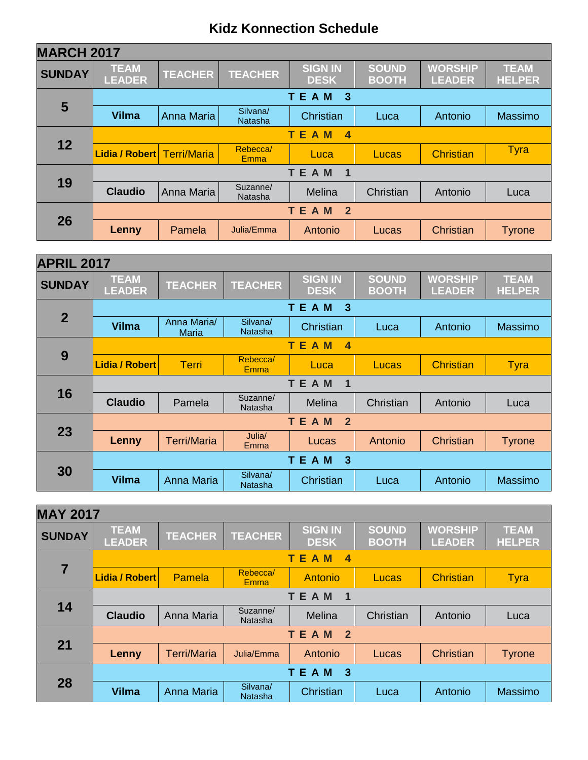# Kidz Konnection Schedule

## MARCH 2017

| SUNDAY | TEAM LEADER | TEACHER | TEACHER | SIGN IN DESK | SOUND BOOTH | WORSHIP LEADER | TEAM HELPER |
|---|---|---|---|---|---|---|---|
| 5 | TEAM 3 | | | | | | |
| | Vilma | Anna Maria | Silvana/ Natasha | Christian | Luca | Antonio | Massimo |
| 12 | TEAM 4 | | | | | | |
| | Lidia / Robert | Terri/Maria | Rebecca/ Emma | Luca | Lucas | Christian | Tyra |
| 19 | TEAM 1 | | | | | | |
| | Claudio | Anna Maria | Suzanne/ Natasha | Melina | Christian | Antonio | Luca |
| 26 | TEAM 2 | | | | | | |
| | Lenny | Pamela | Julia/Emma | Antonio | Lucas | Christian | Tyrone |

## APRIL 2017

| SUNDAY | TEAM LEADER | TEACHER | TEACHER | SIGN IN DESK | SOUND BOOTH | WORSHIP LEADER | TEAM HELPER |
|---|---|---|---|---|---|---|---|
| 2 | TEAM 3 | | | | | | |
| | Vilma | Anna Maria/ Maria | Silvana/ Natasha | Christian | Luca | Antonio | Massimo |
| 9 | TEAM 4 | | | | | | |
| | Lidia / Robert | Terri | Rebecca/ Emma | Luca | Lucas | Christian | Tyra |
| 16 | TEAM 1 | | | | | | |
| | Claudio | Pamela | Suzanne/ Natasha | Melina | Christian | Antonio | Luca |
| 23 | TEAM 2 | | | | | | |
| | Lenny | Terri/Maria | Julia/ Emma | Lucas | Antonio | Christian | Tyrone |
| 30 | TEAM 3 | | | | | | |
| | Vilma | Anna Maria | Silvana/ Natasha | Christian | Luca | Antonio | Massimo |

## MAY 2017

| SUNDAY | TEAM LEADER | TEACHER | TEACHER | SIGN IN DESK | SOUND BOOTH | WORSHIP LEADER | TEAM HELPER |
|---|---|---|---|---|---|---|---|
| 7 | TEAM 4 | | | | | | |
| | Lidia / Robert | Pamela | Rebecca/ Emma | Antonio | Lucas | Christian | Tyra |
| 14 | TEAM 1 | | | | | | |
| | Claudio | Anna Maria | Suzanne/ Natasha | Melina | Christian | Antonio | Luca |
| 21 | TEAM 2 | | | | | | |
| | Lenny | Terri/Maria | Julia/Emma | Antonio | Lucas | Christian | Tyrone |
| 28 | TEAM 3 | | | | | | |
| | Vilma | Anna Maria | Silvana/ Natasha | Christian | Luca | Antonio | Massimo |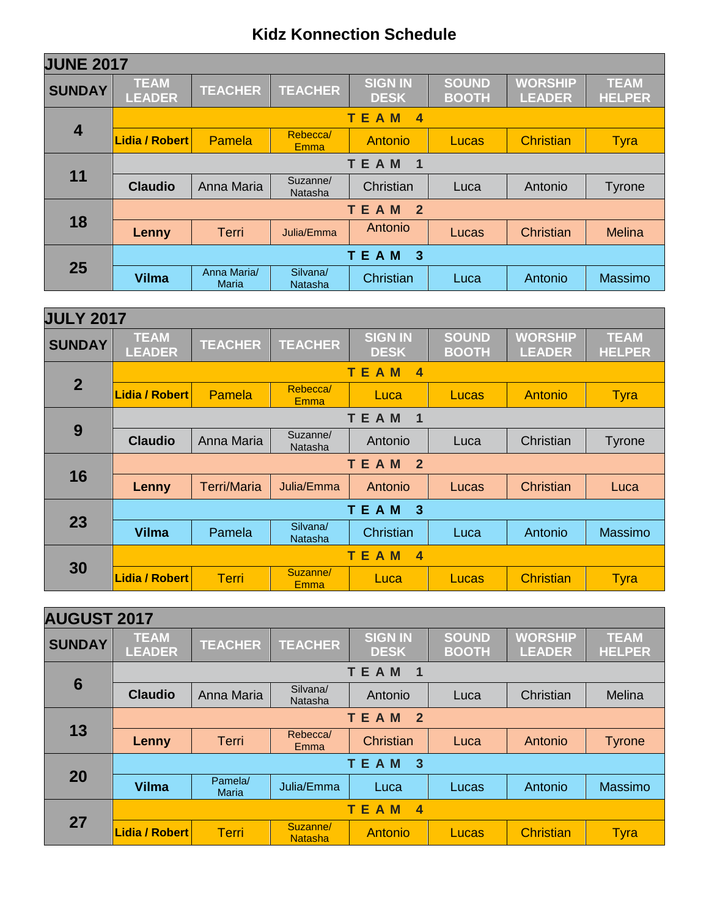# Kidz Konnection Schedule

| JUNE 2017 | | | | | | | |
|---|---|---|---|---|---|---|---|
| **SUNDAY** | **TEAM LEADER** | **TEACHER** | **TEACHER** | **SIGN IN DESK** | **SOUND BOOTH** | **WORSHIP LEADER** | **TEAM HELPER** |
| **4** | **TEAM 4** | | | | | | |
| | **Lidia / Robert** | Pamela | Rebecca/ Emma | Antonio | Lucas | Christian | Tyra |
| **11** | **TEAM 1** | | | | | | |
| | **Claudio** | Anna Maria | Suzanne/ Natasha | Christian | Luca | Antonio | Tyrone |
| **18** | **TEAM 2** | | | | | | |
| | **Lenny** | Terri | Julia/Emma | Antonio | Lucas | Christian | Melina |
| **25** | **TEAM 3** | | | | | | |
| | **Vilma** | Anna Maria/ Maria | Silvana/ Natasha | Christian | Luca | Antonio | Massimo |

| JULY 2017 | | | | | | | |
|---|---|---|---|---|---|---|---|
| **SUNDAY** | **TEAM LEADER** | **TEACHER** | **TEACHER** | **SIGN IN DESK** | **SOUND BOOTH** | **WORSHIP LEADER** | **TEAM HELPER** |
| **2** | **TEAM 4** | | | | | | |
| | **Lidia / Robert** | Pamela | Rebecca/ Emma | Luca | Lucas | Antonio | Tyra |
| **9** | **TEAM 1** | | | | | | |
| | **Claudio** | Anna Maria | Suzanne/ Natasha | Antonio | Luca | Christian | Tyrone |
| **16** | **TEAM 2** | | | | | | |
| | **Lenny** | Terri/Maria | Julia/Emma | Antonio | Lucas | Christian | Luca |
| **23** | **TEAM 3** | | | | | | |
| | **Vilma** | Pamela | Silvana/ Natasha | Christian | Luca | Antonio | Massimo |
| **30** | **TEAM 4** | | | | | | |
| | **Lidia / Robert** | Terri | Suzanne/ Emma | Luca | Lucas | Christian | Tyra |

| AUGUST 2017 | | | | | | | |
|---|---|---|---|---|---|---|---|
| **SUNDAY** | **TEAM LEADER** | **TEACHER** | **TEACHER** | **SIGN IN DESK** | **SOUND BOOTH** | **WORSHIP LEADER** | **TEAM HELPER** |
| **6** | **TEAM 1** | | | | | | |
| | **Claudio** | Anna Maria | Silvana/ Natasha | Antonio | Luca | Christian | Melina |
| **13** | **TEAM 2** | | | | | | |
| | **Lenny** | Terri | Rebecca/ Emma | Christian | Luca | Antonio | Tyrone |
| **20** | **TEAM 3** | | | | | | |
| | **Vilma** | Pamela/ Maria | Julia/Emma | Luca | Lucas | Antonio | Massimo |
| **27** | **TEAM 4** | | | | | | |
| | **Lidia / Robert** | Terri | Suzanne/ Natasha | Antonio | Lucas | Christian | Tyra |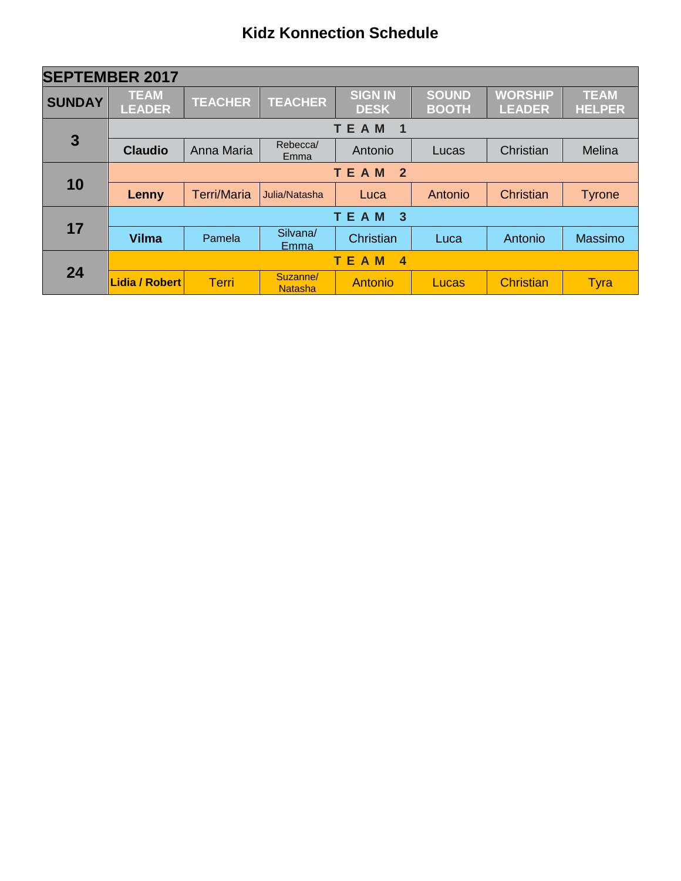# Kidz Konnection Schedule

| SEPTEMBER 2017 | | | | | | | |
|---|---|---|---|---|---|---|---|
| SUNDAY | TEAM LEADER | TEACHER | TEACHER | SIGN IN DESK | SOUND BOOTH | WORSHIP LEADER | TEAM HELPER |
| 3 | TEAM 1 | | | | | | |
| | **Claudio** | Anna Maria | Rebecca/ Emma | Antonio | Lucas | Christian | Melina |
| 10 | TEAM 2 | | | | | | |
| | **Lenny** | Terri/Maria | Julia/Natasha | Luca | Antonio | Christian | Tyrone |
| 17 | TEAM 3 | | | | | | |
| | **Vilma** | Pamela | Silvana/ Emma | Christian | Luca | Antonio | Massimo |
| 24 | TEAM 4 | | | | | | |
| | **Lidia / Robert** | Terri | Suzanne/ Natasha | Antonio | Lucas | Christian | Tyra |